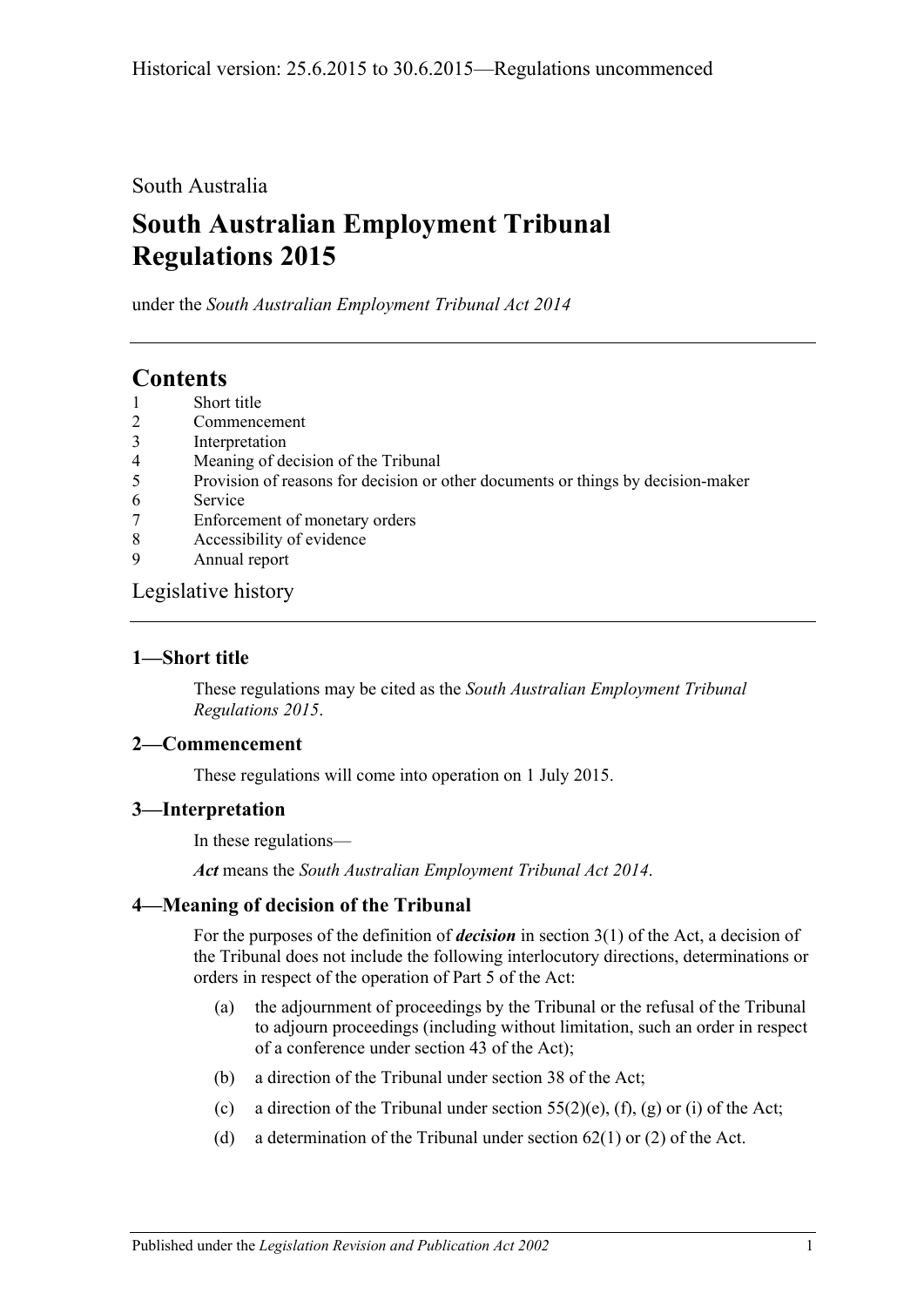Historical version: 25.6.2015 to 30.6.2015—Regulations uncommenced

South Australia

# South Australian Employment Tribunal Regulations 2015

under the *South Australian Employment Tribunal Act 2014*

## Contents

1 Short title
2 Commencement
3 Interpretation
4 Meaning of decision of the Tribunal
5 Provision of reasons for decision or other documents or things by decision-maker
6 Service
7 Enforcement of monetary orders
8 Accessibility of evidence
9 Annual report

Legislative history

### 1—Short title

These regulations may be cited as the *South Australian Employment Tribunal Regulations 2015*.

### 2—Commencement

These regulations will come into operation on 1 July 2015.

### 3—Interpretation

In these regulations—

***Act*** means the *South Australian Employment Tribunal Act 2014*.

### 4—Meaning of decision of the Tribunal

For the purposes of the definition of ***decision*** in section 3(1) of the Act, a decision of the Tribunal does not include the following interlocutory directions, determinations or orders in respect of the operation of Part 5 of the Act:

(a) the adjournment of proceedings by the Tribunal or the refusal of the Tribunal to adjourn proceedings (including without limitation, such an order in respect of a conference under section 43 of the Act);

(b) a direction of the Tribunal under section 38 of the Act;

(c) a direction of the Tribunal under section 55(2)(e), (f), (g) or (i) of the Act;

(d) a determination of the Tribunal under section 62(1) or (2) of the Act.

Published under the *Legislation Revision and Publication Act 2002*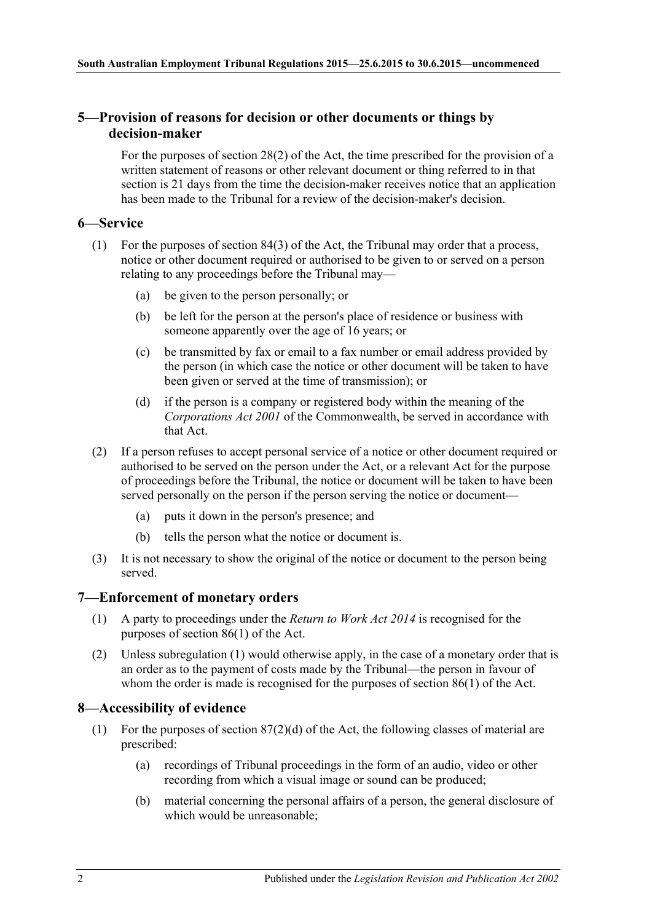## 5—Provision of reasons for decision or other documents or things by decision-maker

For the purposes of section 28(2) of the Act, the time prescribed for the provision of a written statement of reasons or other relevant document or thing referred to in that section is 21 days from the time the decision-maker receives notice that an application has been made to the Tribunal for a review of the decision-maker's decision.

## 6—Service

(1) For the purposes of section 84(3) of the Act, the Tribunal may order that a process, notice or other document required or authorised to be given to or served on a person relating to any proceedings before the Tribunal may—

(a) be given to the person personally; or

(b) be left for the person at the person's place of residence or business with someone apparently over the age of 16 years; or

(c) be transmitted by fax or email to a fax number or email address provided by the person (in which case the notice or other document will be taken to have been given or served at the time of transmission); or

(d) if the person is a company or registered body within the meaning of the *Corporations Act 2001* of the Commonwealth, be served in accordance with that Act.

(2) If a person refuses to accept personal service of a notice or other document required or authorised to be served on the person under the Act, or a relevant Act for the purpose of proceedings before the Tribunal, the notice or document will be taken to have been served personally on the person if the person serving the notice or document—

(a) puts it down in the person's presence; and

(b) tells the person what the notice or document is.

(3) It is not necessary to show the original of the notice or document to the person being served.

## 7—Enforcement of monetary orders

(1) A party to proceedings under the *Return to Work Act 2014* is recognised for the purposes of section 86(1) of the Act.

(2) Unless subregulation (1) would otherwise apply, in the case of a monetary order that is an order as to the payment of costs made by the Tribunal—the person in favour of whom the order is made is recognised for the purposes of section 86(1) of the Act.

## 8—Accessibility of evidence

(1) For the purposes of section 87(2)(d) of the Act, the following classes of material are prescribed:

(a) recordings of Tribunal proceedings in the form of an audio, video or other recording from which a visual image or sound can be produced;

(b) material concerning the personal affairs of a person, the general disclosure of which would be unreasonable;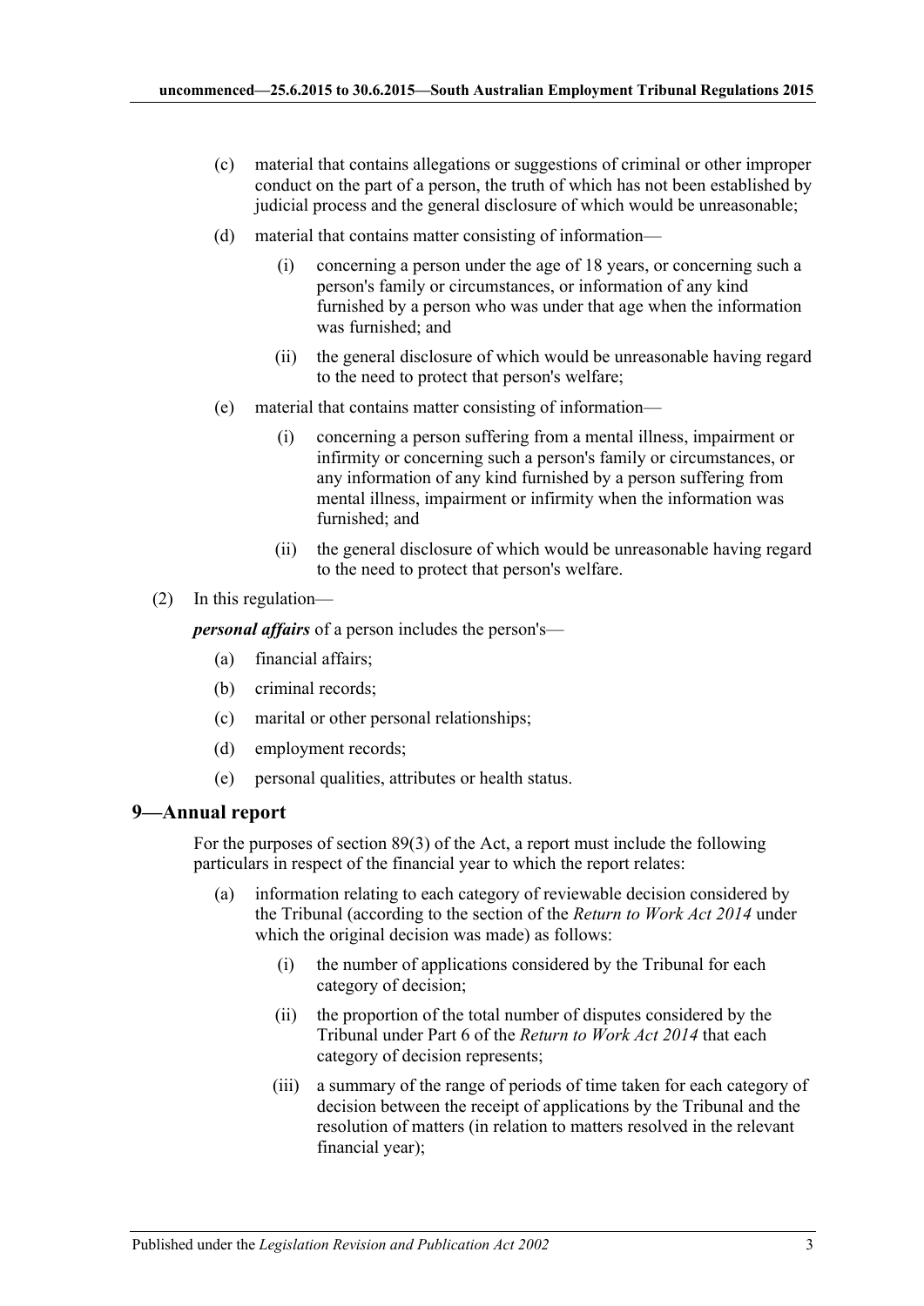(c) material that contains allegations or suggestions of criminal or other improper conduct on the part of a person, the truth of which has not been established by judicial process and the general disclosure of which would be unreasonable;

(d) material that contains matter consisting of information—

(i) concerning a person under the age of 18 years, or concerning such a person's family or circumstances, or information of any kind furnished by a person who was under that age when the information was furnished; and

(ii) the general disclosure of which would be unreasonable having regard to the need to protect that person's welfare;

(e) material that contains matter consisting of information—

(i) concerning a person suffering from a mental illness, impairment or infirmity or concerning such a person's family or circumstances, or any information of any kind furnished by a person suffering from mental illness, impairment or infirmity when the information was furnished; and

(ii) the general disclosure of which would be unreasonable having regard to the need to protect that person's welfare.

(2) In this regulation—

***personal affairs*** of a person includes the person's—

(a) financial affairs;

(b) criminal records;

(c) marital or other personal relationships;

(d) employment records;

(e) personal qualities, attributes or health status.

## 9—Annual report

For the purposes of section 89(3) of the Act, a report must include the following particulars in respect of the financial year to which the report relates:

(a) information relating to each category of reviewable decision considered by the Tribunal (according to the section of the *Return to Work Act 2014* under which the original decision was made) as follows:

(i) the number of applications considered by the Tribunal for each category of decision;

(ii) the proportion of the total number of disputes considered by the Tribunal under Part 6 of the *Return to Work Act 2014* that each category of decision represents;

(iii) a summary of the range of periods of time taken for each category of decision between the receipt of applications by the Tribunal and the resolution of matters (in relation to matters resolved in the relevant financial year);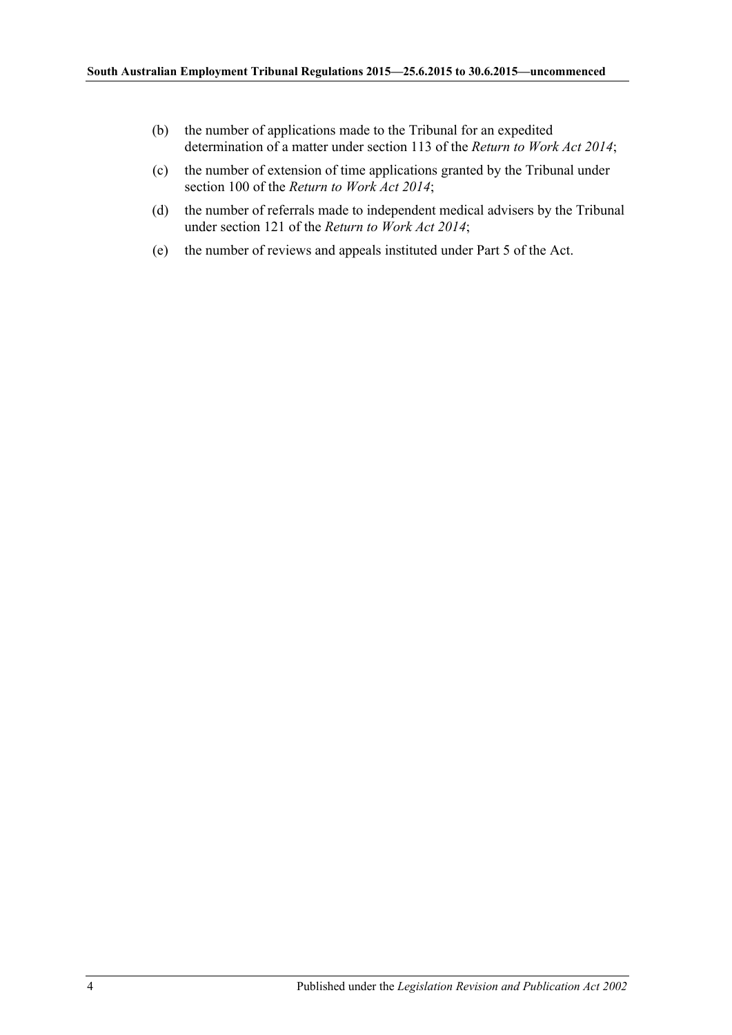(b) the number of applications made to the Tribunal for an expedited determination of a matter under section 113 of the *Return to Work Act 2014*;

(c) the number of extension of time applications granted by the Tribunal under section 100 of the *Return to Work Act 2014*;

(d) the number of referrals made to independent medical advisers by the Tribunal under section 121 of the *Return to Work Act 2014*;

(e) the number of reviews and appeals instituted under Part 5 of the Act.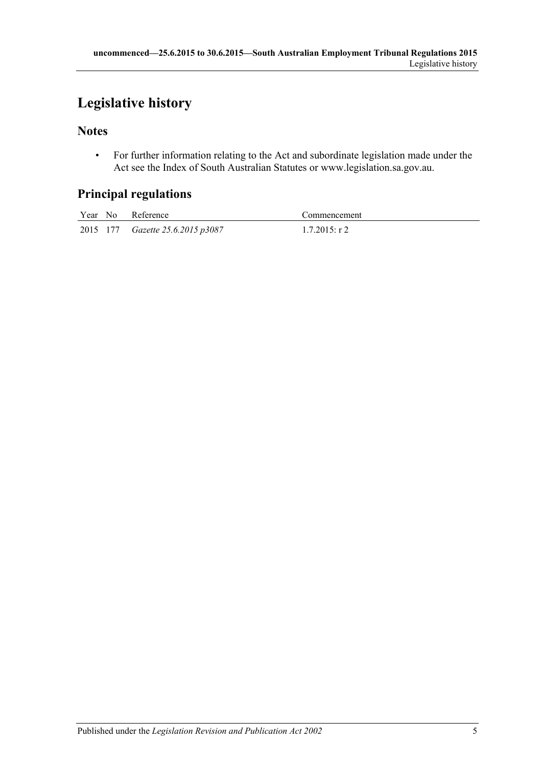# Legislative history

## Notes

- For further information relating to the Act and subordinate legislation made under the Act see the Index of South Australian Statutes or www.legislation.sa.gov.au.

## Principal regulations

| Year | No | Reference | Commencement |
|---|---|---|---|
| 2015 | 177 | *Gazette 25.6.2015 p3087* | 1.7.2015: r 2 |